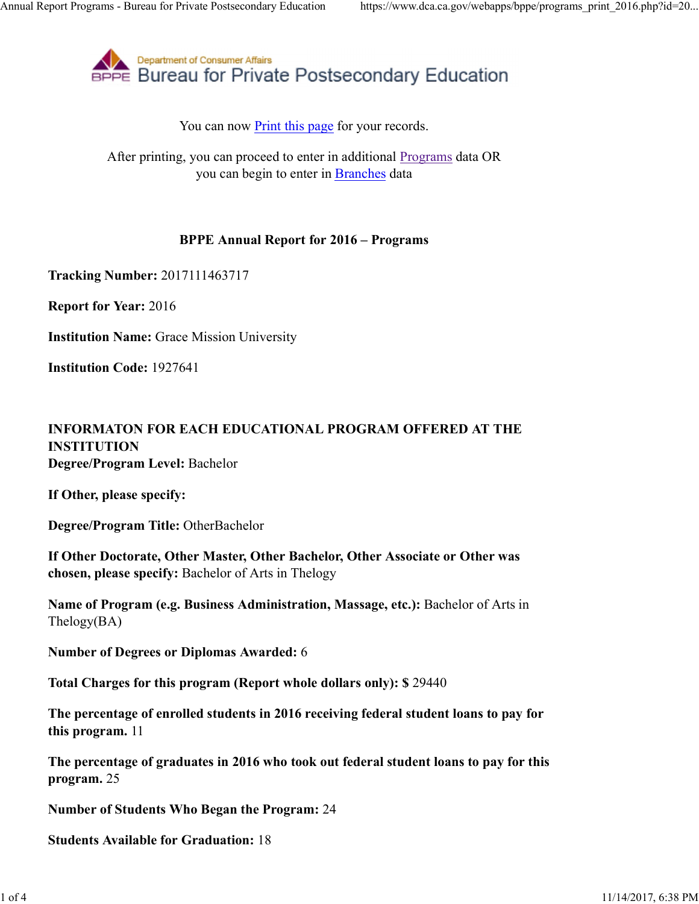Department of Consumer Affairs

BPPE Bureau for Private Postsecondary Education

You can now Print this page for your records.

After printing, you can proceed to enter in additional Programs data OR you can begin to enter in Branches data

**BPPE Annual Report for 2016 – Programs**

**Tracking Number:** 2017111463717

**Report for Year:** 2016

**Institution Name:** Grace Mission University

**Institution Code:** 1927641

**INFORMATON FOR EACH EDUCATIONAL PROGRAM OFFERED AT THE INSTITUTION**

**Degree/Program Level:** Bachelor

**If Other, please specify:**

**Degree/Program Title:** OtherBachelor

**If Other Doctorate, Other Master, Other Bachelor, Other Associate or Other was chosen, please specify:** Bachelor of Arts in Thelogy

**Name of Program (e.g. Business Administration, Massage, etc.):** Bachelor of Arts in Thelogy(BA)

**Number of Degrees or Diplomas Awarded:** 6

**Total Charges for this program (Report whole dollars only): $** 29440

**The percentage of enrolled students in 2016 receiving federal student loans to pay for this program.** 11

**The percentage of graduates in 2016 who took out federal student loans to pay for this program.** 25

**Number of Students Who Began the Program:** 24

**Students Available for Graduation:** 18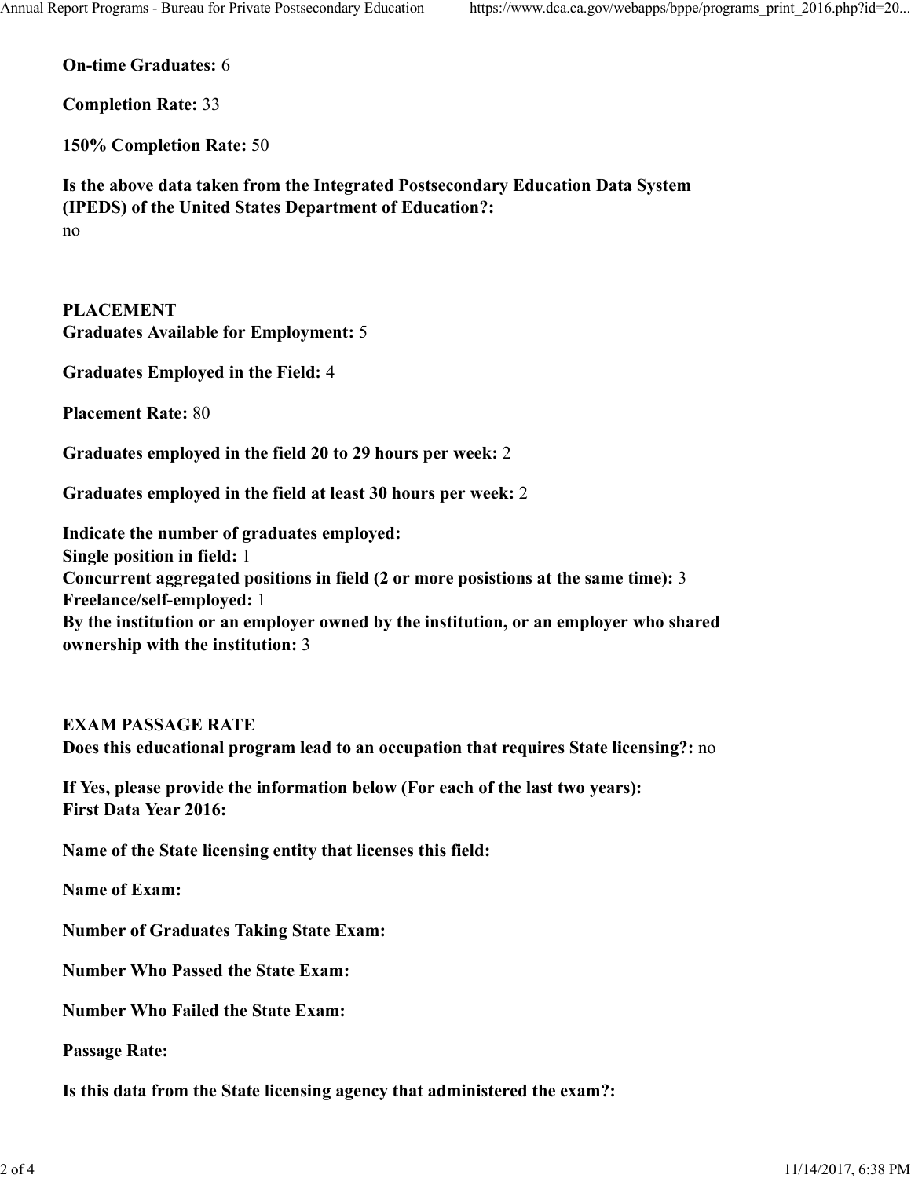**On-time Graduates:** 6

**Completion Rate:** 33

**150% Completion Rate:** 50

**Is the above data taken from the Integrated Postsecondary Education Data System (IPEDS) of the United States Department of Education?:**
no

**PLACEMENT**
**Graduates Available for Employment:** 5

**Graduates Employed in the Field:** 4

**Placement Rate:** 80

**Graduates employed in the field 20 to 29 hours per week:** 2

**Graduates employed in the field at least 30 hours per week:** 2

**Indicate the number of graduates employed:**
**Single position in field:** 1
**Concurrent aggregated positions in field (2 or more posistions at the same time):** 3
**Freelance/self-employed:** 1
**By the institution or an employer owned by the institution, or an employer who shared ownership with the institution:** 3

**EXAM PASSAGE RATE**
**Does this educational program lead to an occupation that requires State licensing?:** no

**If Yes, please provide the information below (For each of the last two years):**
**First Data Year 2016:**

**Name of the State licensing entity that licenses this field:**

**Name of Exam:**

**Number of Graduates Taking State Exam:**

**Number Who Passed the State Exam:**

**Number Who Failed the State Exam:**

**Passage Rate:**

**Is this data from the State licensing agency that administered the exam?:**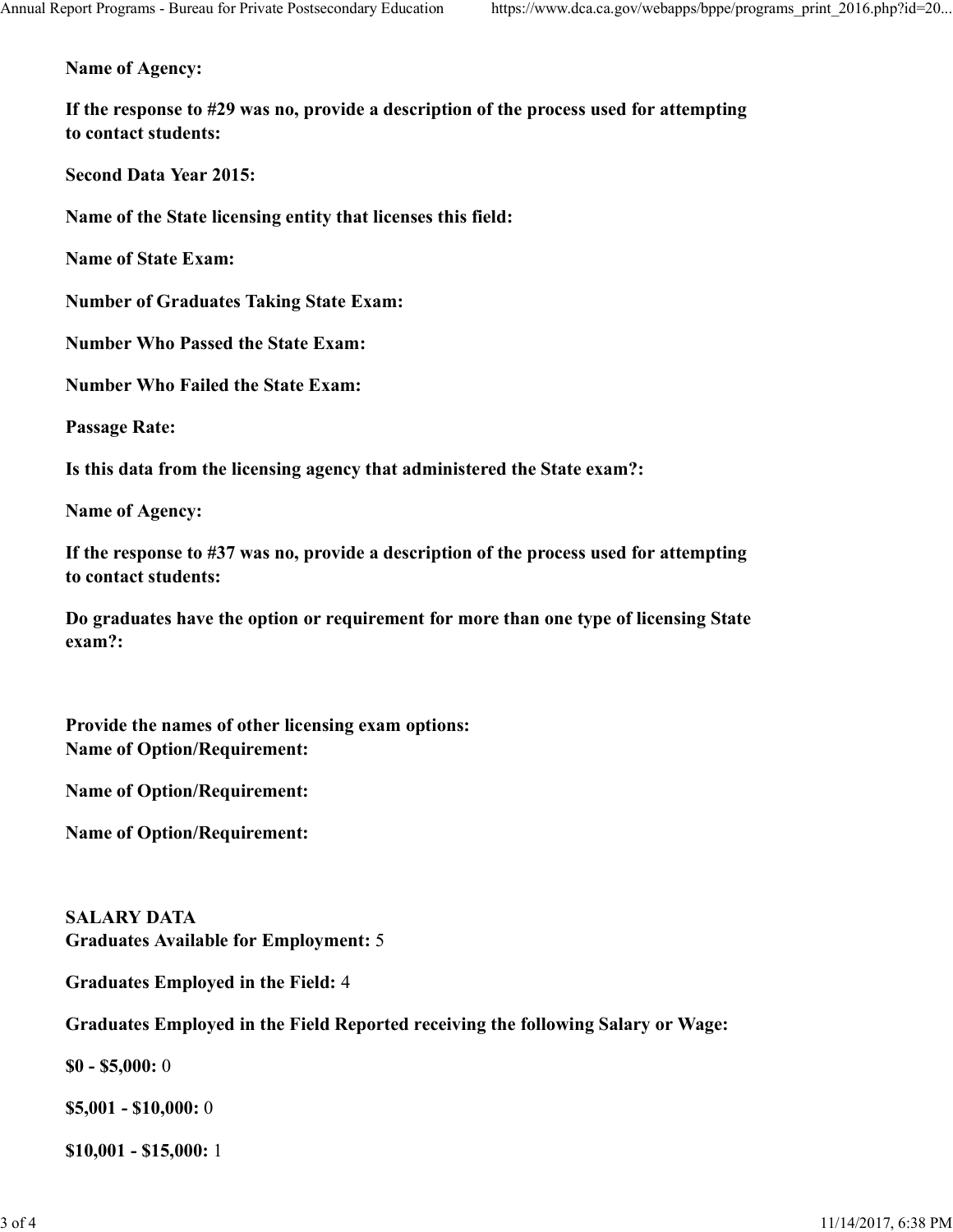**Name of Agency:**

**If the response to #29 was no, provide a description of the process used for attempting to contact students:**

**Second Data Year 2015:**

**Name of the State licensing entity that licenses this field:**

**Name of State Exam:**

**Number of Graduates Taking State Exam:**

**Number Who Passed the State Exam:**

**Number Who Failed the State Exam:**

**Passage Rate:**

**Is this data from the licensing agency that administered the State exam?:**

**Name of Agency:**

**If the response to #37 was no, provide a description of the process used for attempting to contact students:**

**Do graduates have the option or requirement for more than one type of licensing State exam?:**

**Provide the names of other licensing exam options:**
**Name of Option/Requirement:**

**Name of Option/Requirement:**

**Name of Option/Requirement:**

**SALARY DATA**
**Graduates Available for Employment:** 5

**Graduates Employed in the Field:** 4

**Graduates Employed in the Field Reported receiving the following Salary or Wage:**

**$0 - $5,000:** 0

**$5,001 - $10,000:** 0

**$10,001 - $15,000:** 1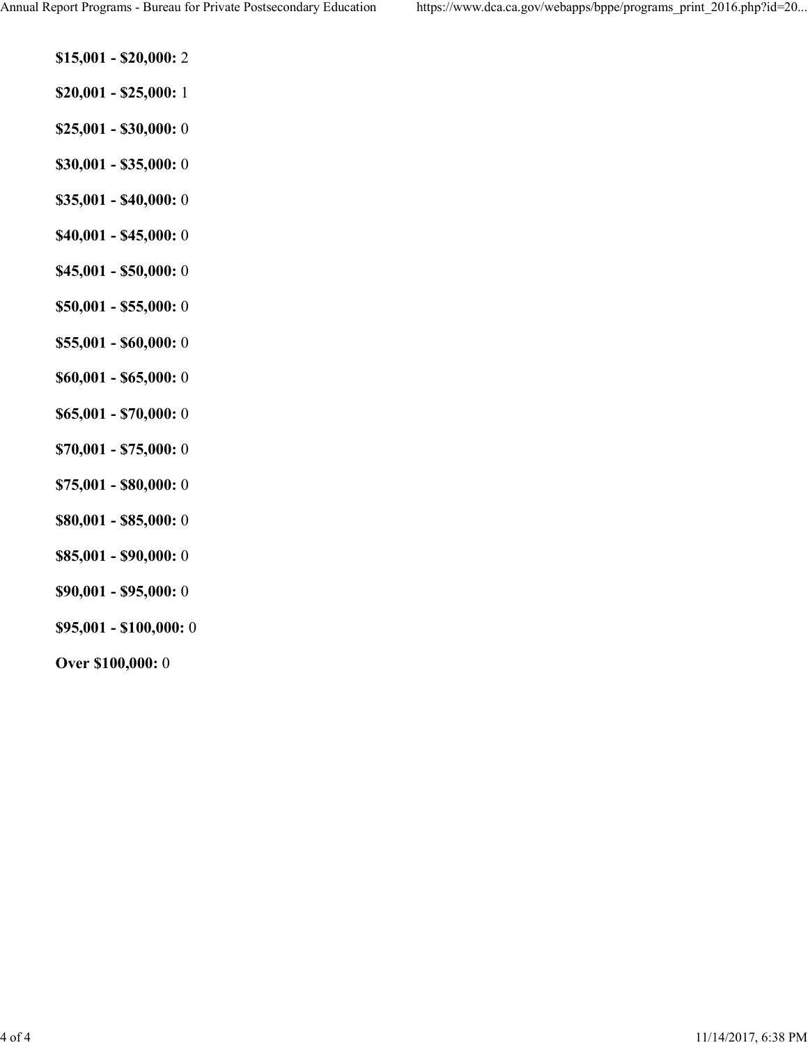**$15,001 - $20,000:** 2

**$20,001 - $25,000:** 1

**$25,001 - $30,000:** 0

**$30,001 - $35,000:** 0

**$35,001 - $40,000:** 0

**$40,001 - $45,000:** 0

**$45,001 - $50,000:** 0

**$50,001 - $55,000:** 0

**$55,001 - $60,000:** 0

**$60,001 - $65,000:** 0

**$65,001 - $70,000:** 0

**$70,001 - $75,000:** 0

**$75,001 - $80,000:** 0

**$80,001 - $85,000:** 0

**$85,001 - $90,000:** 0

**$90,001 - $95,000:** 0

**$95,001 - $100,000:** 0

**Over $100,000:** 0